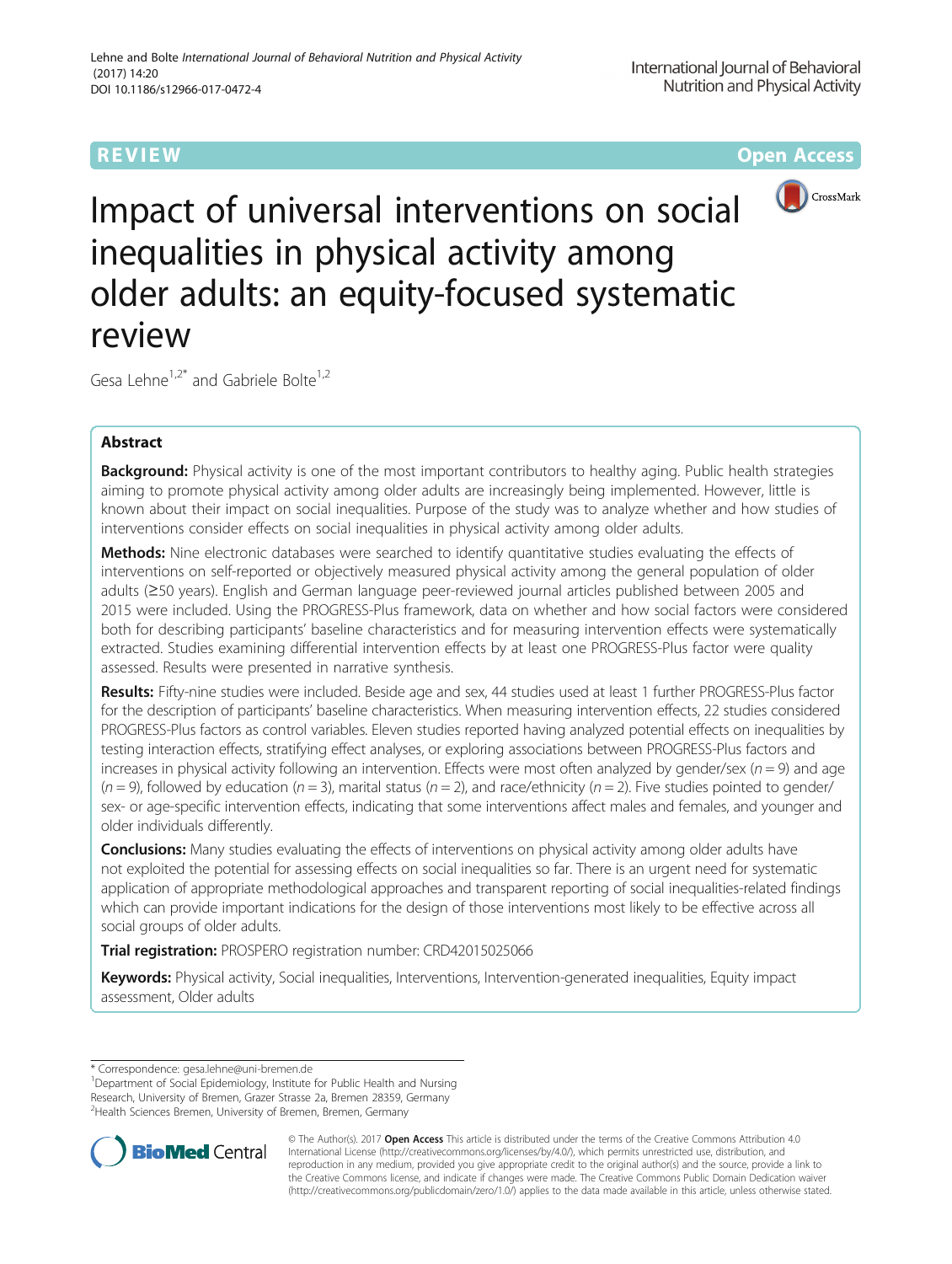REVIEW Open Access

# Impact of universal interventions on social inequalities in physical activity among older adults: an equity-focused systematic review

Gesa Lehne[1,2*] and Gabriele Bolte[1,2]

## Abstract

**Background:** Physical activity is one of the most important contributors to healthy aging. Public health strategies aiming to promote physical activity among older adults are increasingly being implemented. However, little is known about their impact on social inequalities. Purpose of the study was to analyze whether and how studies of interventions consider effects on social inequalities in physical activity among older adults.

**Methods:** Nine electronic databases were searched to identify quantitative studies evaluating the effects of interventions on self-reported or objectively measured physical activity among the general population of older adults (≥50 years). English and German language peer-reviewed journal articles published between 2005 and 2015 were included. Using the PROGRESS-Plus framework, data on whether and how social factors were considered both for describing participants' baseline characteristics and for measuring intervention effects were systematically extracted. Studies examining differential intervention effects by at least one PROGRESS-Plus factor were quality assessed. Results were presented in narrative synthesis.

**Results:** Fifty-nine studies were included. Beside age and sex, 44 studies used at least 1 further PROGRESS-Plus factor for the description of participants' baseline characteristics. When measuring intervention effects, 22 studies considered PROGRESS-Plus factors as control variables. Eleven studies reported having analyzed potential effects on inequalities by testing interaction effects, stratifying effect analyses, or exploring associations between PROGRESS-Plus factors and increases in physical activity following an intervention. Effects were most often analyzed by gender/sex ($n = 9$) and age ($n = 9$), followed by education ($n = 3$), marital status ($n = 2$), and race/ethnicity ($n = 2$). Five studies pointed to gender/sex- or age-specific intervention effects, indicating that some interventions affect males and females, and younger and older individuals differently.

**Conclusions:** Many studies evaluating the effects of interventions on physical activity among older adults have not exploited the potential for assessing effects on social inequalities so far. There is an urgent need for systematic application of appropriate methodological approaches and transparent reporting of social inequalities-related findings which can provide important indications for the design of those interventions most likely to be effective across all social groups of older adults.

**Trial registration:** PROSPERO registration number: CRD42015025066

**Keywords:** Physical activity, Social inequalities, Interventions, Intervention-generated inequalities, Equity impact assessment, Older adults

\* Correspondence: gesa.lehne@uni-bremen.de

[1]Department of Social Epidemiology, Institute for Public Health and Nursing Research, University of Bremen, Grazer Strasse 2a, Bremen 28359, Germany

[2]Health Sciences Bremen, University of Bremen, Bremen, Germany

© The Author(s). 2017 **Open Access** This article is distributed under the terms of the Creative Commons Attribution 4.0 International License (http://creativecommons.org/licenses/by/4.0/), which permits unrestricted use, distribution, and reproduction in any medium, provided you give appropriate credit to the original author(s) and the source, provide a link to the Creative Commons license, and indicate if changes were made. The Creative Commons Public Domain Dedication waiver (http://creativecommons.org/publicdomain/zero/1.0/) applies to the data made available in this article, unless otherwise stated.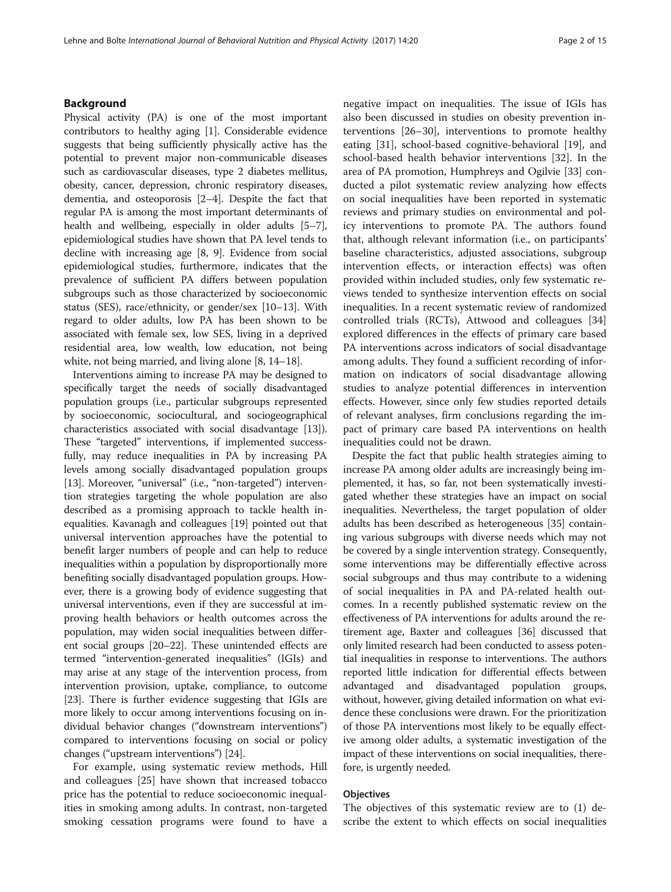## Background

Physical activity (PA) is one of the most important contributors to healthy aging [1]. Considerable evidence suggests that being sufficiently physically active has the potential to prevent major non-communicable diseases such as cardiovascular diseases, type 2 diabetes mellitus, obesity, cancer, depression, chronic respiratory diseases, dementia, and osteoporosis [2–4]. Despite the fact that regular PA is among the most important determinants of health and wellbeing, especially in older adults [5–7], epidemiological studies have shown that PA level tends to decline with increasing age [8, 9]. Evidence from social epidemiological studies, furthermore, indicates that the prevalence of sufficient PA differs between population subgroups such as those characterized by socioeconomic status (SES), race/ethnicity, or gender/sex [10–13]. With regard to older adults, low PA has been shown to be associated with female sex, low SES, living in a deprived residential area, low wealth, low education, not being white, not being married, and living alone [8, 14–18].

Interventions aiming to increase PA may be designed to specifically target the needs of socially disadvantaged population groups (i.e., particular subgroups represented by socioeconomic, sociocultural, and sociogeographical characteristics associated with social disadvantage [13]). These "targeted" interventions, if implemented successfully, may reduce inequalities in PA by increasing PA levels among socially disadvantaged population groups [13]. Moreover, "universal" (i.e., "non-targeted") intervention strategies targeting the whole population are also described as a promising approach to tackle health inequalities. Kavanagh and colleagues [19] pointed out that universal intervention approaches have the potential to benefit larger numbers of people and can help to reduce inequalities within a population by disproportionally more benefiting socially disadvantaged population groups. However, there is a growing body of evidence suggesting that universal interventions, even if they are successful at improving health behaviors or health outcomes across the population, may widen social inequalities between different social groups [20–22]. These unintended effects are termed "intervention-generated inequalities" (IGIs) and may arise at any stage of the intervention process, from intervention provision, uptake, compliance, to outcome [23]. There is further evidence suggesting that IGIs are more likely to occur among interventions focusing on individual behavior changes ("downstream interventions") compared to interventions focusing on social or policy changes ("upstream interventions") [24].

For example, using systematic review methods, Hill and colleagues [25] have shown that increased tobacco price has the potential to reduce socioeconomic inequalities in smoking among adults. In contrast, non-targeted smoking cessation programs were found to have a negative impact on inequalities. The issue of IGIs has also been discussed in studies on obesity prevention interventions [26–30], interventions to promote healthy eating [31], school-based cognitive-behavioral [19], and school-based health behavior interventions [32]. In the area of PA promotion, Humphreys and Ogilvie [33] conducted a pilot systematic review analyzing how effects on social inequalities have been reported in systematic reviews and primary studies on environmental and policy interventions to promote PA. The authors found that, although relevant information (i.e., on participants' baseline characteristics, adjusted associations, subgroup intervention effects, or interaction effects) was often provided within included studies, only few systematic reviews tended to synthesize intervention effects on social inequalities. In a recent systematic review of randomized controlled trials (RCTs), Attwood and colleagues [34] explored differences in the effects of primary care based PA interventions across indicators of social disadvantage among adults. They found a sufficient recording of information on indicators of social disadvantage allowing studies to analyze potential differences in intervention effects. However, since only few studies reported details of relevant analyses, firm conclusions regarding the impact of primary care based PA interventions on health inequalities could not be drawn.

Despite the fact that public health strategies aiming to increase PA among older adults are increasingly being implemented, it has, so far, not been systematically investigated whether these strategies have an impact on social inequalities. Nevertheless, the target population of older adults has been described as heterogeneous [35] containing various subgroups with diverse needs which may not be covered by a single intervention strategy. Consequently, some interventions may be differentially effective across social subgroups and thus may contribute to a widening of social inequalities in PA and PA-related health outcomes. In a recently published systematic review on the effectiveness of PA interventions for adults around the retirement age, Baxter and colleagues [36] discussed that only limited research had been conducted to assess potential inequalities in response to interventions. The authors reported little indication for differential effects between advantaged and disadvantaged population groups, without, however, giving detailed information on what evidence these conclusions were drawn. For the prioritization of those PA interventions most likely to be equally effective among older adults, a systematic investigation of the impact of these interventions on social inequalities, therefore, is urgently needed.

### Objectives

The objectives of this systematic review are to (1) describe the extent to which effects on social inequalities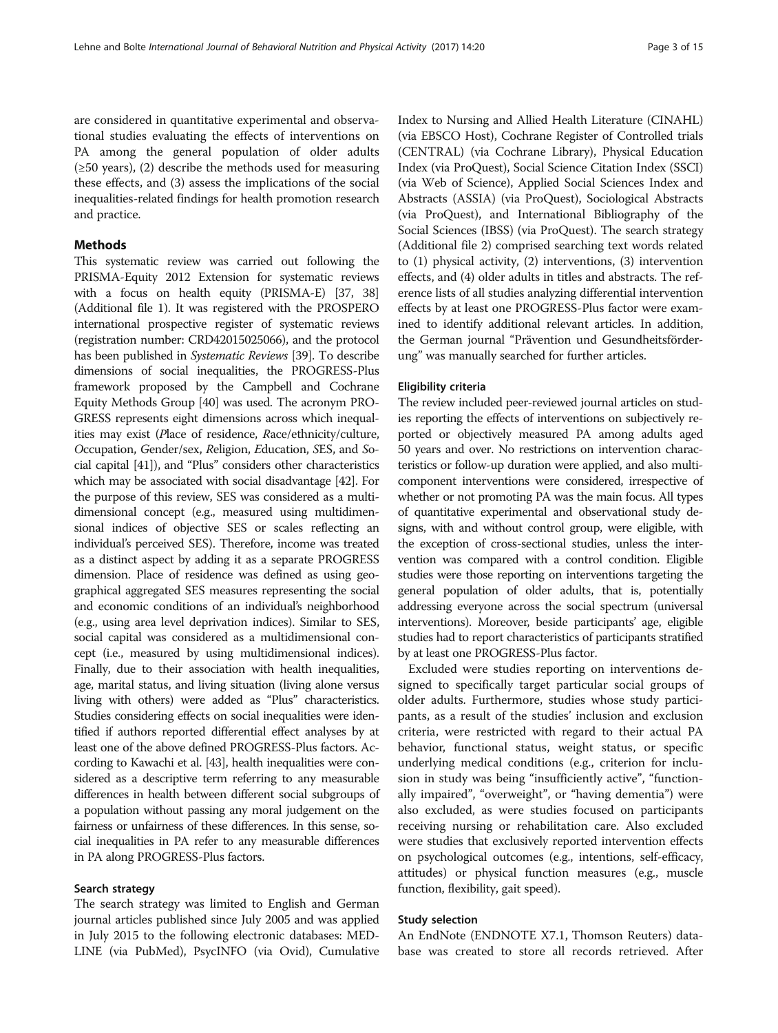are considered in quantitative experimental and observational studies evaluating the effects of interventions on PA among the general population of older adults (≥50 years), (2) describe the methods used for measuring these effects, and (3) assess the implications of the social inequalities-related findings for health promotion research and practice.

## Methods

This systematic review was carried out following the PRISMA-Equity 2012 Extension for systematic reviews with a focus on health equity (PRISMA-E) [37, 38] (Additional file 1). It was registered with the PROSPERO international prospective register of systematic reviews (registration number: CRD42015025066), and the protocol has been published in *Systematic Reviews* [39]. To describe dimensions of social inequalities, the PROGRESS-Plus framework proposed by the Campbell and Cochrane Equity Methods Group [40] was used. The acronym PROGRESS represents eight dimensions across which inequalities may exist (*P*lace of residence, *R*ace/ethnicity/culture, *O*ccupation, *G*ender/sex, *R*eligion, *E*ducation, *S*ES, and *S*ocial capital [41]), and "Plus" considers other characteristics which may be associated with social disadvantage [42]. For the purpose of this review, SES was considered as a multidimensional concept (e.g., measured using multidimensional indices of objective SES or scales reflecting an individual's perceived SES). Therefore, income was treated as a distinct aspect by adding it as a separate PROGRESS dimension. Place of residence was defined as using geographical aggregated SES measures representing the social and economic conditions of an individual's neighborhood (e.g., using area level deprivation indices). Similar to SES, social capital was considered as a multidimensional concept (i.e., measured by using multidimensional indices). Finally, due to their association with health inequalities, age, marital status, and living situation (living alone versus living with others) were added as "Plus" characteristics. Studies considering effects on social inequalities were identified if authors reported differential effect analyses by at least one of the above defined PROGRESS-Plus factors. According to Kawachi et al. [43], health inequalities were considered as a descriptive term referring to any measurable differences in health between different social subgroups of a population without passing any moral judgement on the fairness or unfairness of these differences. In this sense, social inequalities in PA refer to any measurable differences in PA along PROGRESS-Plus factors.

### Search strategy

The search strategy was limited to English and German journal articles published since July 2005 and was applied in July 2015 to the following electronic databases: MEDLINE (via PubMed), PsycINFO (via Ovid), Cumulative Index to Nursing and Allied Health Literature (CINAHL) (via EBSCO Host), Cochrane Register of Controlled trials (CENTRAL) (via Cochrane Library), Physical Education Index (via ProQuest), Social Science Citation Index (SSCI) (via Web of Science), Applied Social Sciences Index and Abstracts (ASSIA) (via ProQuest), Sociological Abstracts (via ProQuest), and International Bibliography of the Social Sciences (IBSS) (via ProQuest). The search strategy (Additional file 2) comprised searching text words related to (1) physical activity, (2) interventions, (3) intervention effects, and (4) older adults in titles and abstracts. The reference lists of all studies analyzing differential intervention effects by at least one PROGRESS-Plus factor were examined to identify additional relevant articles. In addition, the German journal "Prävention und Gesundheitsförderung" was manually searched for further articles.

### Eligibility criteria

The review included peer-reviewed journal articles on studies reporting the effects of interventions on subjectively reported or objectively measured PA among adults aged 50 years and over. No restrictions on intervention characteristics or follow-up duration were applied, and also multicomponent interventions were considered, irrespective of whether or not promoting PA was the main focus. All types of quantitative experimental and observational study designs, with and without control group, were eligible, with the exception of cross-sectional studies, unless the intervention was compared with a control condition. Eligible studies were those reporting on interventions targeting the general population of older adults, that is, potentially addressing everyone across the social spectrum (universal interventions). Moreover, beside participants' age, eligible studies had to report characteristics of participants stratified by at least one PROGRESS-Plus factor.

Excluded were studies reporting on interventions designed to specifically target particular social groups of older adults. Furthermore, studies whose study participants, as a result of the studies' inclusion and exclusion criteria, were restricted with regard to their actual PA behavior, functional status, weight status, or specific underlying medical conditions (e.g., criterion for inclusion in study was being "insufficiently active", "functionally impaired", "overweight", or "having dementia") were also excluded, as were studies focused on participants receiving nursing or rehabilitation care. Also excluded were studies that exclusively reported intervention effects on psychological outcomes (e.g., intentions, self-efficacy, attitudes) or physical function measures (e.g., muscle function, flexibility, gait speed).

### Study selection

An EndNote (ENDNOTE X7.1, Thomson Reuters) database was created to store all records retrieved. After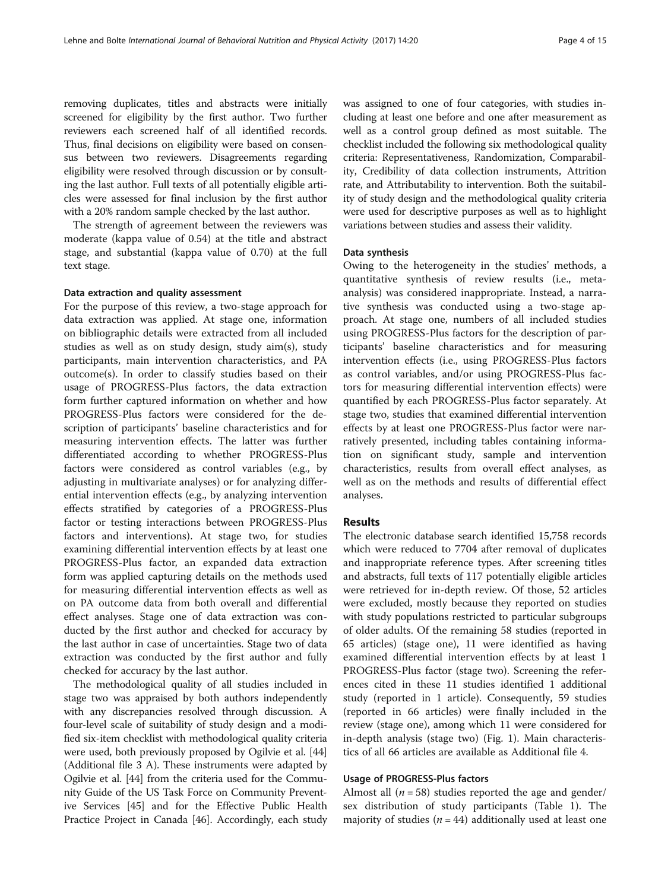removing duplicates, titles and abstracts were initially screened for eligibility by the first author. Two further reviewers each screened half of all identified records. Thus, final decisions on eligibility were based on consensus between two reviewers. Disagreements regarding eligibility were resolved through discussion or by consulting the last author. Full texts of all potentially eligible articles were assessed for final inclusion by the first author with a 20% random sample checked by the last author.

The strength of agreement between the reviewers was moderate (kappa value of 0.54) at the title and abstract stage, and substantial (kappa value of 0.70) at the full text stage.

#### Data extraction and quality assessment

For the purpose of this review, a two-stage approach for data extraction was applied. At stage one, information on bibliographic details were extracted from all included studies as well as on study design, study aim(s), study participants, main intervention characteristics, and PA outcome(s). In order to classify studies based on their usage of PROGRESS-Plus factors, the data extraction form further captured information on whether and how PROGRESS-Plus factors were considered for the description of participants' baseline characteristics and for measuring intervention effects. The latter was further differentiated according to whether PROGRESS-Plus factors were considered as control variables (e.g., by adjusting in multivariate analyses) or for analyzing differential intervention effects (e.g., by analyzing intervention effects stratified by categories of a PROGRESS-Plus factor or testing interactions between PROGRESS-Plus factors and interventions). At stage two, for studies examining differential intervention effects by at least one PROGRESS-Plus factor, an expanded data extraction form was applied capturing details on the methods used for measuring differential intervention effects as well as on PA outcome data from both overall and differential effect analyses. Stage one of data extraction was conducted by the first author and checked for accuracy by the last author in case of uncertainties. Stage two of data extraction was conducted by the first author and fully checked for accuracy by the last author.

The methodological quality of all studies included in stage two was appraised by both authors independently with any discrepancies resolved through discussion. A four-level scale of suitability of study design and a modified six-item checklist with methodological quality criteria were used, both previously proposed by Ogilvie et al. [44] (Additional file 3 A). These instruments were adapted by Ogilvie et al. [44] from the criteria used for the Community Guide of the US Task Force on Community Preventive Services [45] and for the Effective Public Health Practice Project in Canada [46]. Accordingly, each study was assigned to one of four categories, with studies including at least one before and one after measurement as well as a control group defined as most suitable. The checklist included the following six methodological quality criteria: Representativeness, Randomization, Comparability, Credibility of data collection instruments, Attrition rate, and Attributability to intervention. Both the suitability of study design and the methodological quality criteria were used for descriptive purposes as well as to highlight variations between studies and assess their validity.

#### Data synthesis

Owing to the heterogeneity in the studies' methods, a quantitative synthesis of review results (i.e., meta-analysis) was considered inappropriate. Instead, a narrative synthesis was conducted using a two-stage approach. At stage one, numbers of all included studies using PROGRESS-Plus factors for the description of participants' baseline characteristics and for measuring intervention effects (i.e., using PROGRESS-Plus factors as control variables, and/or using PROGRESS-Plus factors for measuring differential intervention effects) were quantified by each PROGRESS-Plus factor separately. At stage two, studies that examined differential intervention effects by at least one PROGRESS-Plus factor were narratively presented, including tables containing information on significant study, sample and intervention characteristics, results from overall effect analyses, as well as on the methods and results of differential effect analyses.

## Results

The electronic database search identified 15,758 records which were reduced to 7704 after removal of duplicates and inappropriate reference types. After screening titles and abstracts, full texts of 117 potentially eligible articles were retrieved for in-depth review. Of those, 52 articles were excluded, mostly because they reported on studies with study populations restricted to particular subgroups of older adults. Of the remaining 58 studies (reported in 65 articles) (stage one), 11 were identified as having examined differential intervention effects by at least 1 PROGRESS-Plus factor (stage two). Screening the references cited in these 11 studies identified 1 additional study (reported in 1 article). Consequently, 59 studies (reported in 66 articles) were finally included in the review (stage one), among which 11 were considered for in-depth analysis (stage two) (Fig. 1). Main characteristics of all 66 articles are available as Additional file 4.

#### Usage of PROGRESS-Plus factors

Almost all ($n = 58$) studies reported the age and gender/sex distribution of study participants (Table 1). The majority of studies ($n = 44$) additionally used at least one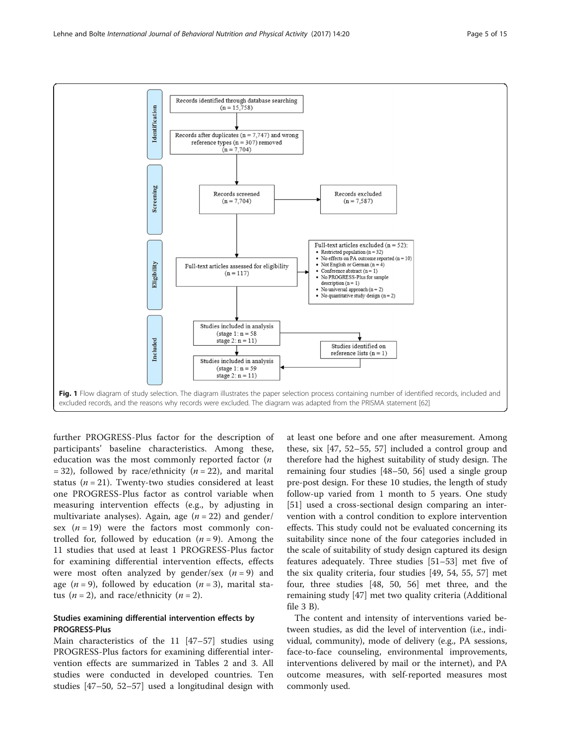Fig. 1 Flow diagram of study selection. The diagram illustrates the paper selection process containing number of identified records, included and excluded records, and the reasons why records were excluded. The diagram was adapted from the PRISMA statement [62]

further PROGRESS-Plus factor for the description of participants' baseline characteristics. Among these, education was the most commonly reported factor ($n = 32$), followed by race/ethnicity ($n = 22$), and marital status ($n = 21$). Twenty-two studies considered at least one PROGRESS-Plus factor as control variable when measuring intervention effects (e.g., by adjusting in multivariate analyses). Again, age ($n = 22$) and gender/sex ($n = 19$) were the factors most commonly controlled for, followed by education ($n = 9$). Among the 11 studies that used at least 1 PROGRESS-Plus factor for examining differential intervention effects, effects were most often analyzed by gender/sex ($n = 9$) and age ($n = 9$), followed by education ($n = 3$), marital status ($n = 2$), and race/ethnicity ($n = 2$).

## Studies examining differential intervention effects by PROGRESS-Plus

Main characteristics of the 11 [47–57] studies using PROGRESS-Plus factors for examining differential intervention effects are summarized in Tables 2 and 3. All studies were conducted in developed countries. Ten studies [47–50, 52–57] used a longitudinal design with at least one before and one after measurement. Among these, six [47, 52–55, 57] included a control group and therefore had the highest suitability of study design. The remaining four studies [48–50, 56] used a single group pre-post design. For these 10 studies, the length of study follow-up varied from 1 month to 5 years. One study [51] used a cross-sectional design comparing an intervention with a control condition to explore intervention effects. This study could not be evaluated concerning its suitability since none of the four categories included in the scale of suitability of study design captured its design features adequately. Three studies [51–53] met five of the six quality criteria, four studies [49, 54, 55, 57] met four, three studies [48, 50, 56] met three, and the remaining study [47] met two quality criteria (Additional file 3 B).

The content and intensity of interventions varied between studies, as did the level of intervention (i.e., individual, community), mode of delivery (e.g., PA sessions, face-to-face counseling, environmental improvements, interventions delivered by mail or the internet), and PA outcome measures, with self-reported measures most commonly used.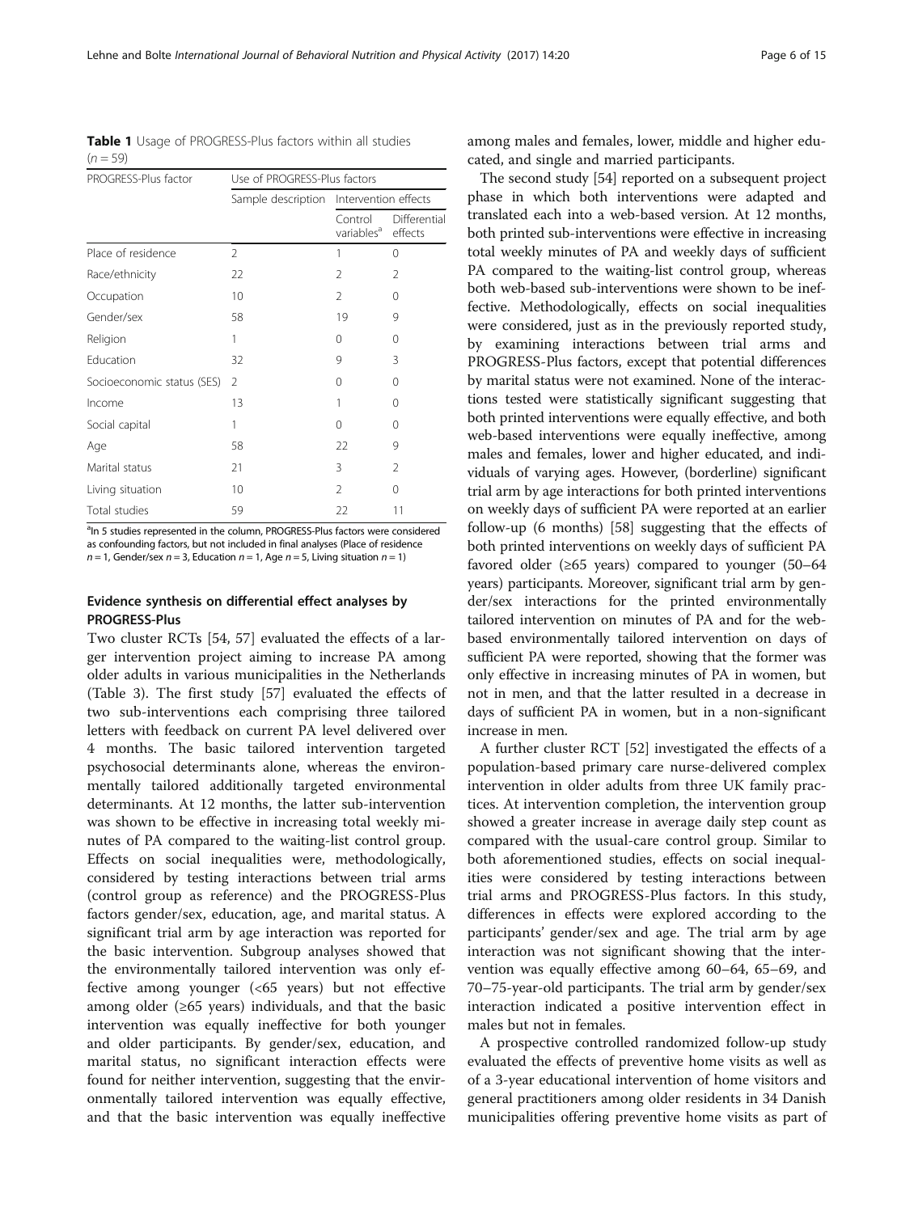**Table 1** Usage of PROGRESS-Plus factors within all studies ($n = 59$)

| PROGRESS-Plus factor | Use of PROGRESS-Plus factors | | |
|---|---|---|---|
| | Sample description | Intervention effects | |
| | | Control variables[a] | Differential effects |
| Place of residence | 2 | 1 | 0 |
| Race/ethnicity | 22 | 2 | 2 |
| Occupation | 10 | 2 | 0 |
| Gender/sex | 58 | 19 | 9 |
| Religion | 1 | 0 | 0 |
| Education | 32 | 9 | 3 |
| Socioeconomic status (SES) | 2 | 0 | 0 |
| Income | 13 | 1 | 0 |
| Social capital | 1 | 0 | 0 |
| Age | 58 | 22 | 9 |
| Marital status | 21 | 3 | 2 |
| Living situation | 10 | 2 | 0 |
| Total studies | 59 | 22 | 11 |

[a]In 5 studies represented in the column, PROGRESS-Plus factors were considered as confounding factors, but not included in final analyses (Place of residence $n = 1$, Gender/sex $n = 3$, Education $n = 1$, Age $n = 5$, Living situation $n = 1$)

## Evidence synthesis on differential effect analyses by PROGRESS-Plus

Two cluster RCTs [54, 57] evaluated the effects of a larger intervention project aiming to increase PA among older adults in various municipalities in the Netherlands (Table 3). The first study [57] evaluated the effects of two sub-interventions each comprising three tailored letters with feedback on current PA level delivered over 4 months. The basic tailored intervention targeted psychosocial determinants alone, whereas the environmentally tailored additionally targeted environmental determinants. At 12 months, the latter sub-intervention was shown to be effective in increasing total weekly minutes of PA compared to the waiting-list control group. Effects on social inequalities were, methodologically, considered by testing interactions between trial arms (control group as reference) and the PROGRESS-Plus factors gender/sex, education, age, and marital status. A significant trial arm by age interaction was reported for the basic intervention. Subgroup analyses showed that the environmentally tailored intervention was only effective among younger (<65 years) but not effective among older (≥65 years) individuals, and that the basic intervention was equally ineffective for both younger and older participants. By gender/sex, education, and marital status, no significant interaction effects were found for neither intervention, suggesting that the environmentally tailored intervention was equally effective, and that the basic intervention was equally ineffective among males and females, lower, middle and higher educated, and single and married participants.

The second study [54] reported on a subsequent project phase in which both interventions were adapted and translated each into a web-based version. At 12 months, both printed sub-interventions were effective in increasing total weekly minutes of PA and weekly days of sufficient PA compared to the waiting-list control group, whereas both web-based sub-interventions were shown to be ineffective. Methodologically, effects on social inequalities were considered, just as in the previously reported study, by examining interactions between trial arms and PROGRESS-Plus factors, except that potential differences by marital status were not examined. None of the interactions tested were statistically significant suggesting that both printed interventions were equally effective, and both web-based interventions were equally ineffective, among males and females, lower and higher educated, and individuals of varying ages. However, (borderline) significant trial arm by age interactions for both printed interventions on weekly days of sufficient PA were reported at an earlier follow-up (6 months) [58] suggesting that the effects of both printed interventions on weekly days of sufficient PA favored older (≥65 years) compared to younger (50–64 years) participants. Moreover, significant trial arm by gender/sex interactions for the printed environmentally tailored intervention on minutes of PA and for the web-based environmentally tailored intervention on days of sufficient PA were reported, showing that the former was only effective in increasing minutes of PA in women, but not in men, and that the latter resulted in a decrease in days of sufficient PA in women, but in a non-significant increase in men.

A further cluster RCT [52] investigated the effects of a population-based primary care nurse-delivered complex intervention in older adults from three UK family practices. At intervention completion, the intervention group showed a greater increase in average daily step count as compared with the usual-care control group. Similar to both aforementioned studies, effects on social inequalities were considered by testing interactions between trial arms and PROGRESS-Plus factors. In this study, differences in effects were explored according to the participants' gender/sex and age. The trial arm by age interaction was not significant showing that the intervention was equally effective among 60–64, 65–69, and 70–75-year-old participants. The trial arm by gender/sex interaction indicated a positive intervention effect in males but not in females.

A prospective controlled randomized follow-up study evaluated the effects of preventive home visits as well as of a 3-year educational intervention of home visitors and general practitioners among older residents in 34 Danish municipalities offering preventive home visits as part of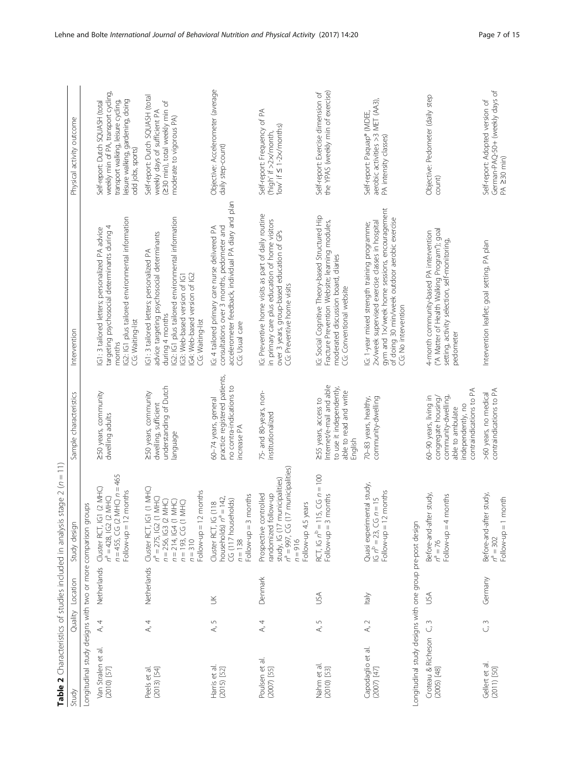**Table 2** Characteristics of studies included in analysis stage 2 ($n = 11$)

| Study | Quality | Location | Study design | Sample characteristics | Intervention | Physical activity outcome |
|---|---|---|---|---|---|---|
| Longitudinal study designs with two or more comparison groups | | | | | | |
| Van Stralen et al. (2010) [57] | A, 4 | Netherlands | Cluster RCT, IG1 (2 MHC) $n^a = 428$, IG2 (2 MHC) $n = 455$, CG (2 MHC) $n = 465$ Follow-up = 12 months | ≥50 years, community dwelling adults | IG1: 3 tailored letters; personalized PA advice targeting psychosocial determinants during 4 months IG2: IG1 plus tailored environmental information CG: Waiting-list | Self-report: Dutch SQUASH (total weekly min of PA, transport cycling, transport walking, leisure cycling, leisure walking, gardening, doing odd jobs, sports) |
| Peels et al. (2013) [54] | A, 4 | Netherlands | Cluster RCT, IG1 (1 MHC) $n^a = 275$, IG2 (1 MHC) $n = 256$, IG3 (2 MHC) $n = 214$, IG4 (1 MHC) $n = 193$, CG (1 MHC) $n = 310$ Follow-up = 12 months | ≥50 years, community dwelling, sufficient understanding of Dutch language | IG1: 3 tailored letters; personalized PA advice targeting psychosocial determinants during 4 months IG2: IG1 plus tailored environmental information IG3: Web-based version of IG1 IG4: Web-based version of IG2 CG: Waiting-list | Self-report: Dutch SQUASH (total weekly days of sufficient PA (≥30 min), total weekly min of moderate to vigorous PA) |
| Harris et al. (2015) [52] | A, 5 | UK | Cluster RCT, IG (118 households) $n^a = 142$, CG (117 households) $n = 138$ Follow-up = 3 months | 60–74 years, general practice registered patients, no contra-indications to increase PA | IG: 4 tailored primary care nurse delivered PA consultations over 3 months, pedometer and accelerometer feedback, individual PA diary and plan CG: Usual care | Objective: Accelerometer (average daily step-count) |
| Poulsen et al. (2007) [55] | A, 4 | Denmark | Prospective controlled randomized follow-up study, IG (17 municipalities) $n^a = 997$, CG (17 municipalities) $n = 916$ Follow-up 4.5 years | 75- and 80-years, non-institutionalized | IG: Preventive home visits as part of daily routine in primary care plus education of home visitors over 3 years, group-based education of GPs CG: Preventive home visits | Self-report: Frequency of PA ('high' if >2×/month, 'low' if ≤ 1-2×/months) |
| Nahm et al. (2010) [53] | A, 5 | USA | RCT, IG $n^b = 115$, CG $n = 100$ Follow-up = 3 months | ≥55 years, access to Internet/e-mail and able to use it independently, able to read and write English | IG: Social Cognitive Theory-based Structured Hip Fracture Prevention Website; learning modules, moderated discussion board, diaries CG: Conventional website | Self-report: Exercise dimension of the YPAS (weekly min of exercise) |
| Capodaglio et al. (2007) [47] | A, 2 | Italy | Quasi experimental study, IG $n^b = 23$, CG $n = 15$ Follow-up = 12 months | 70–83 years, healthy, community-dwelling | IG: 1-year mixed strength training programme; 2×/week supervised exercise classes in hospital gym and 1×/week home sessions, encouragement of doing 30 min/week outdoor aerobic exercise CG: No intervention | Self-report: Paquap® (MDEE, aerobic activities >3 MET (AA3), PA intensity classes) |
| Longitudinal study designs with one group pre-post design | | | | | | |
| Croteau & Richeson (2005) [48] | C, 3 | USA | Before-and-after study, $n^a = 76$ Follow-up = 4 months | 60–90 years, living in congregate housing/community-dwelling, able to ambulate independently, no contraindications to PA | 4-month community-based PA intervention ("A Matter of Health Walking Program"); goal setting, activity selection, self-monitoring, pedometer | Objective: Pedometer (daily step count) |
| Gellert et al. (2011) [50] | C, 3 | Germany | Before-and-after study, $n^a = 302$ Follow-up = 1 month | >60 years, no medical contraindications to PA | Intervention leaflet; goal setting, PA plan | Self-report: Adopted version of German-PAQ-50+ (weekly days of PA ≥30 min) |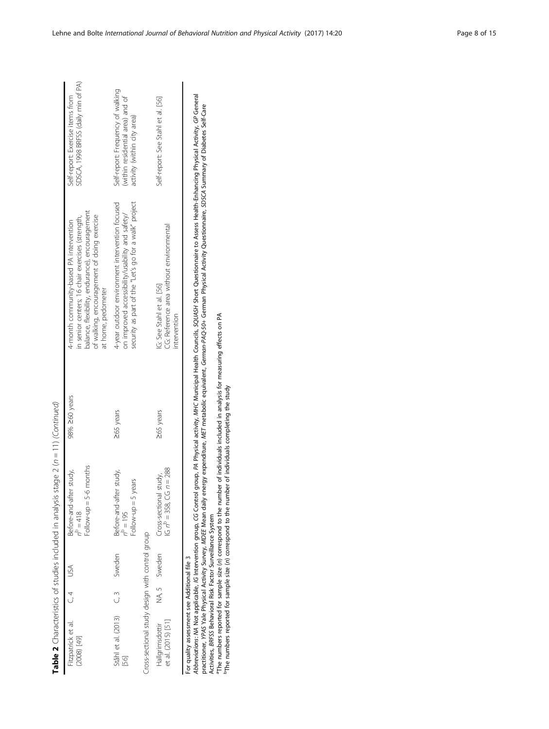**Table 2** Characteristics of studies included in analysis stage 2 (*n* = 11) *(Continued)*

| | | | | | | |
|---|---|---|---|---|---|---|
| Fitzpatrick et al. (2008) [49] | C, 4 | USA | Before-and-after study, $n^b$ = 418<br>Follow-up = 5-6 months | 98% ≥60 years | 4-month community-based PA intervention in senior centers; 16 chair exercises (strength, balance, flexibility, endurance), encouragement of walking, encouragement of doing exercise at home, pedometer | Self-report: Exercise items from SDSCA, 1998 BRFSS (daily min of PA) |
| Ståhl et al. (2013) [56] | C, 3 | Sweden | Before-and-after study, $n^b$ = 195<br>Follow-up = 5 years | ≥65 years | 4-year outdoor environment intervention focused on improved accessibility/usability and safety/security as part of the "Let's go for a walk" project | Self-report: Frequency of walking (within residential area) and of activity (within city area) |
| Cross-sectional study design with control group | | | | | | |
| Hallgrimsdottir et al. (2015) [51] | NA, 5 | Sweden | Cross-sectional study, IG $n^b$ = 358, CG *n* = 288 | ≥65 years | IG: See Ståhl et al. [56]<br>CG: Reference area without environmental intervention | Self-report: See Ståhl et al. [56] |

For quality assessment see Additional file 3

*Abbreviations*: *NA* Not applicable, *IG* Intervention group, *CG* Control group, *PA* Physical activity, *MHC* Municipal Health Councils, *SQUASH* Short Questionnaire to Assess Health-Enhancing Physical Activity, *GP* General practitioner, *YPAS* Yale Physical Activity Survey, *MDEE* Mean daily energy expenditure, *MET* metabolic equivalent, *German-PAQ-50+* German Physical Activity Questionnaire, *SDSCA* Summary of Diabetes Self-Care Activities, *BRFSS* Behavioral Risk Factor Surveillance System

[a]The numbers reported for sample size (*n*) correspond to the number of individuals included in analysis for measuring effects on PA

[b]The numbers reported for sample size (*n*) correspond to the number of individuals completing the study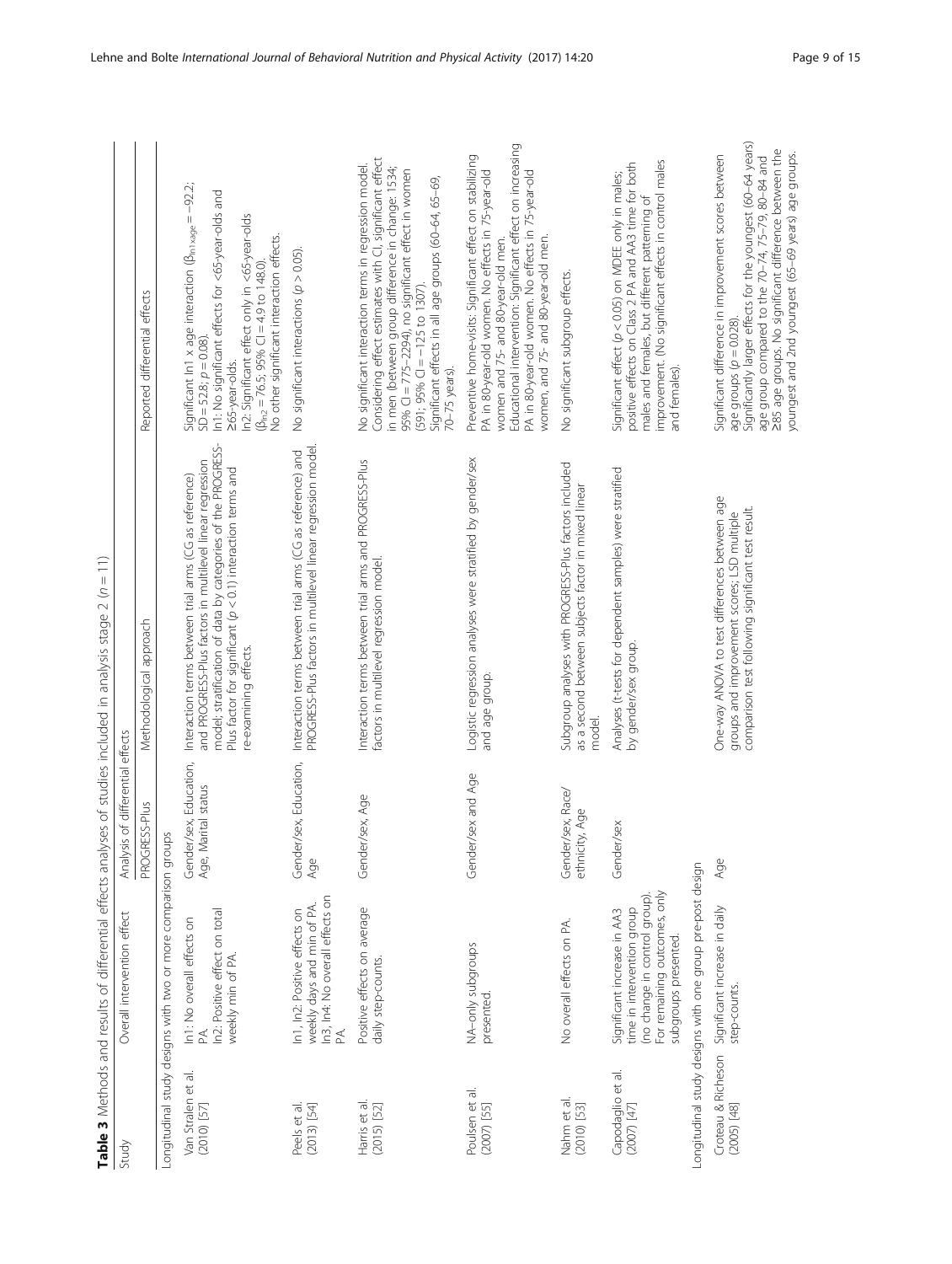**Table 3** Methods and results of differential effects analyses of studies included in analysis stage 2 ($n = 11$)

| Study | Overall intervention effect | Analysis of differential effects | | |
|---|---|---|---|---|
| | | PROGRESS-Plus | Methodological approach | Reported differential effects |
| *Longitudinal study designs with two or more comparison groups* | | | | |
| Van Stralen et al. (2010) [57] | In1: No overall effects on PA. In2: Positive effect on total weekly min of PA. | Gender/sex, Education, Age, Marital status | Interaction terms between trial arms (CG as reference) and PROGRESS-Plus factors in multilevel linear regression model; stratification of data by categories of the PROGRESS-Plus factor for significant ($p < 0.1$) interaction terms and re-examining effects. | Significant In1 x age interaction ($\beta_{In1 \times age} = -92.2$; SD = 52.8; $p = 0.08$). In1: No significant effects for <65-year-olds and ≥65-year-olds. In2: Significant effect only in <65-year-olds ($\beta_{In2} = 76.5$; 95% CI = 4.9 to 148.0). No other significant interaction effects. |
| Peels et al. (2013) [54] | In1, In2: Positive effects on weekly days and min of PA. In3, In4: No overall effects on PA. | Gender/sex, Education, Age | Interaction terms between trial arms (CG as reference) and PROGRESS-Plus factors in multilevel linear regression model. | No significant interactions ($p > 0.05$). |
| Harris et al. (2015) [52] | Positive effects on average daily step-counts. | Gender/sex, Age | Interaction terms between trial arms and PROGRESS-Plus factors in multilevel regression model. | No significant interaction terms in regression model. Considering effect estimates with CI, significant effect in men (between group difference in change: 1534; 95% CI = 775–2294), no significant effect in women (591; 95% CI = −125 to 1307). Significant effects in all age groups (60–64, 65–69, 70–75 years). |
| Poulsen et al. (2007) [55] | NA–only subgroups presented. | Gender/sex and Age | Logistic regression analyses were stratified by gender/sex and age group. | Preventive home-visits: Significant effect on stabilizing PA in 80-year-old women. No effects in 75-year-old women and 75- and 80-year-old men. Educational intervention: Significant effect on increasing PA in 80-year-old women. No effects in 75-year-old women, and 75- and 80-year-old men. |
| Nahm et al. (2010) [53] | No overall effects on PA. | Gender/sex, Race/ethnicity, Age | Subgroup analyses with PROGRESS-Plus factors included as a second between subjects factor in mixed linear model. | No significant subgroup effects. |
| Capodaglio et al. (2007) [47] | Significant increase in AA3 time in intervention group (no change in control group). For remaining outcomes, only subgroups presented. | Gender/sex | Analyses (t-tests for dependent samples) were stratified by gender/sex group. | Significant effect ($p < 0.05$) on MDEE only in males; positive effects on Class 2 PA and AA3 time for both males and females, but different patterning of improvement. (No significant effects in control males and females). |
| *Longitudinal study designs with one group pre-post design* | | | | |
| Croteau & Richeson (2005) [48] | Significant increase in daily step-counts. | Age | One-way ANOVA to test differences between age groups and improvement scores; LSD multiple comparison test following significant test result. | Significant difference in improvement scores between age groups ($p = 0.028$). Significantly larger effects for the youngest (60–64 years) age group compared to the 70–74, 75–79, 80–84 and ≥85 age groups. No significant difference between the youngest and 2nd youngest (65–69 years) age groups. |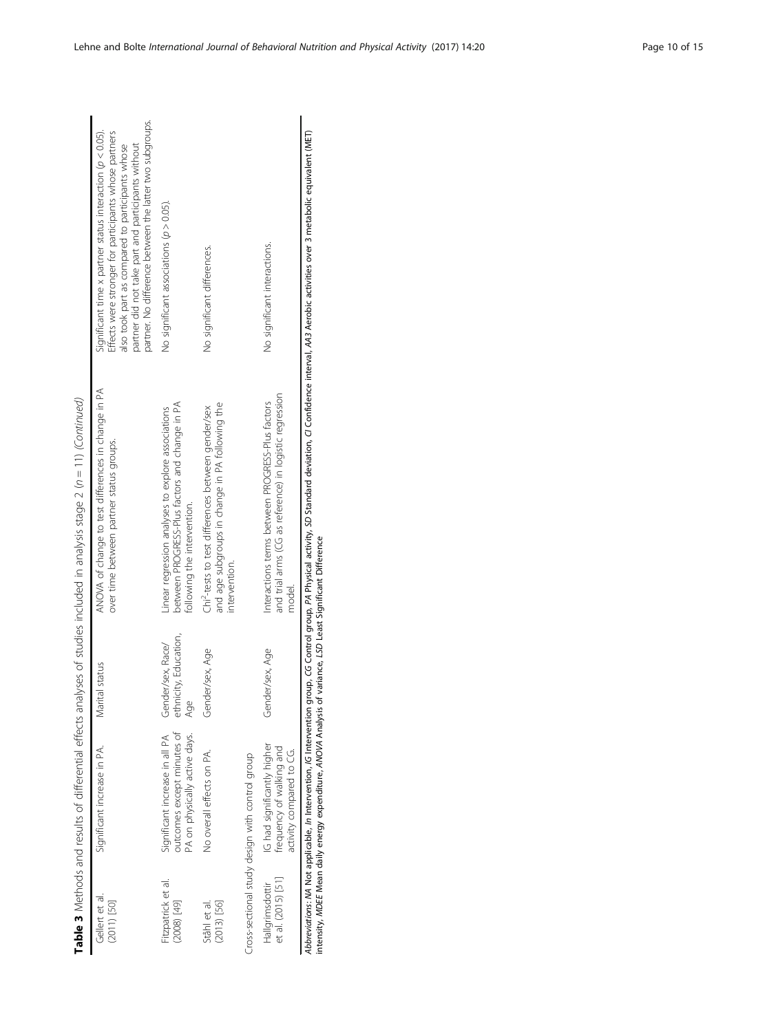**Table 3** Methods and results of differential effects analyses of studies included in analysis stage 2 ($n = 11$) *(Continued)*

| | | | | |
|---|---|---|---|---|
| Gellert et al. (2011) [50] | Significant increase in PA. | Marital status | ANOVA of change to test differences in change in PA over time between partner status groups. | Significant time x partner status interaction ($p < 0.05$). Effects were stronger for participants whose partners also took part as compared to participants whose partner did not take part and participants without partner. No difference between the latter two subgroups. |
| Fitzpatrick et al. (2008) [49] | Significant increase in all PA outcomes except minutes of PA on physically active days. | Gender/sex, Race/ethnicity, Education, Age | Linear regression analyses to explore associations between PROGRESS-Plus factors and change in PA following the intervention. | No significant associations ($p > 0.05$). |
| Ståhl et al. (2013) [56] | No overall effects on PA. | Gender/sex, Age | Chi$^2$-tests to test differences between gender/sex and age subgroups in change in PA following the intervention. | No significant differences. |
| Cross-sectional study design with control group | | | | |
| Hallgrimsdottir et al. (2015) [51] | IG had significantly higher frequency of walking and activity compared to CG. | Gender/sex, Age | Interactions terms between PROGRESS-Plus factors and trial arms (CG as reference) in logistic regression model. | No significant interactions. |

*Abbreviations*: *NA* Not applicable, *In* Intervention, *IG* Intervention group, *CG* Control group, *PA* Physical activity, *SD* Standard deviation, *CI* Confidence interval, *AA3* Aerobic activities over 3 metabolic equivalent (MET) intensity, *MDEE* Mean daily energy expenditure, *ANOVA* Analysis of variance, *LSD* Least Significant Difference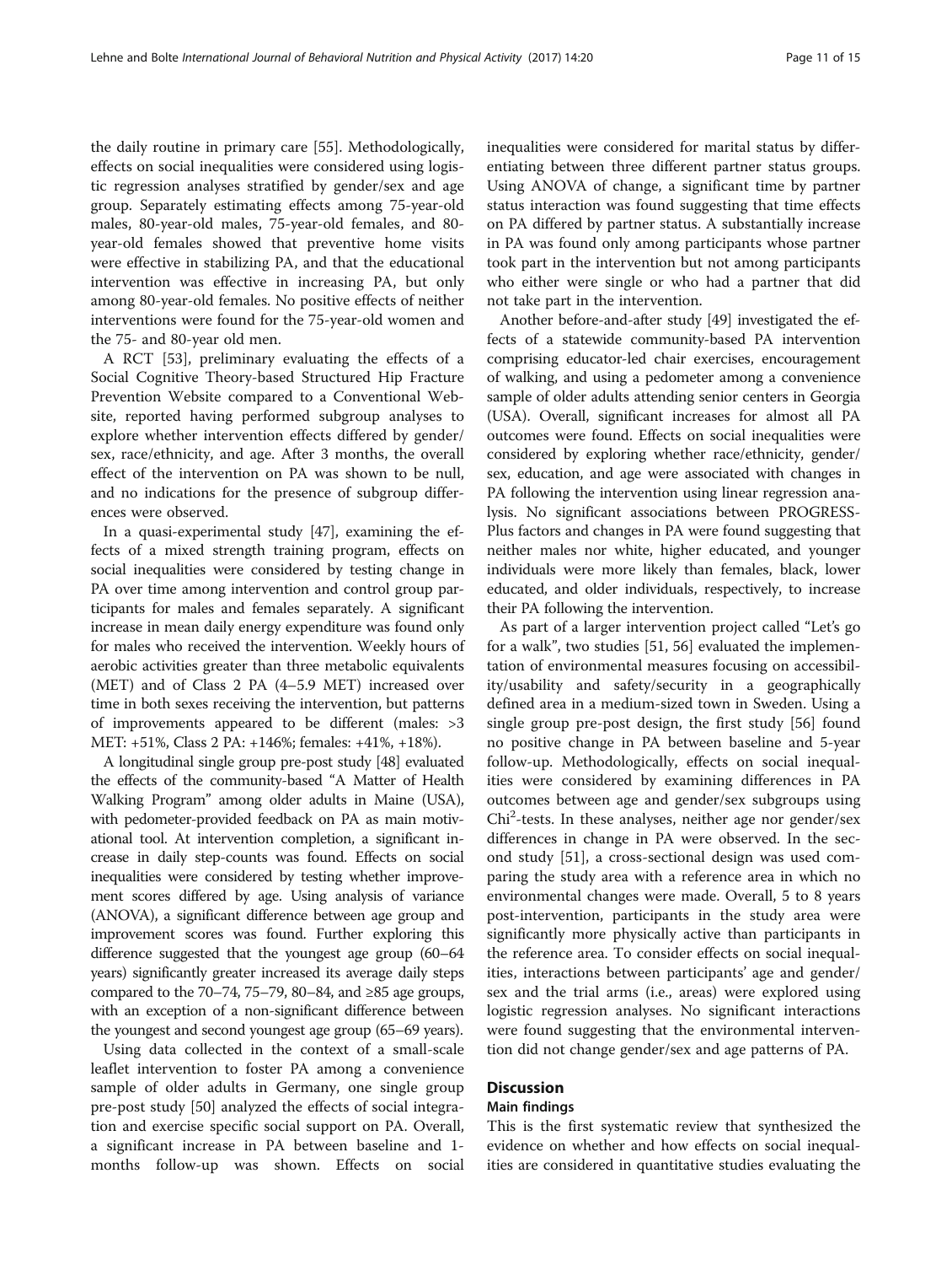the daily routine in primary care [55]. Methodologically, effects on social inequalities were considered using logistic regression analyses stratified by gender/sex and age group. Separately estimating effects among 75-year-old males, 80-year-old males, 75-year-old females, and 80-year-old females showed that preventive home visits were effective in stabilizing PA, and that the educational intervention was effective in increasing PA, but only among 80-year-old females. No positive effects of neither interventions were found for the 75-year-old women and the 75- and 80-year old men.

A RCT [53], preliminary evaluating the effects of a Social Cognitive Theory-based Structured Hip Fracture Prevention Website compared to a Conventional Website, reported having performed subgroup analyses to explore whether intervention effects differed by gender/sex, race/ethnicity, and age. After 3 months, the overall effect of the intervention on PA was shown to be null, and no indications for the presence of subgroup differences were observed.

In a quasi-experimental study [47], examining the effects of a mixed strength training program, effects on social inequalities were considered by testing change in PA over time among intervention and control group participants for males and females separately. A significant increase in mean daily energy expenditure was found only for males who received the intervention. Weekly hours of aerobic activities greater than three metabolic equivalents (MET) and of Class 2 PA (4–5.9 MET) increased over time in both sexes receiving the intervention, but patterns of improvements appeared to be different (males: >3 MET: +51%, Class 2 PA: +146%; females: +41%, +18%).

A longitudinal single group pre-post study [48] evaluated the effects of the community-based "A Matter of Health Walking Program" among older adults in Maine (USA), with pedometer-provided feedback on PA as main motivational tool. At intervention completion, a significant increase in daily step-counts was found. Effects on social inequalities were considered by testing whether improvement scores differed by age. Using analysis of variance (ANOVA), a significant difference between age group and improvement scores was found. Further exploring this difference suggested that the youngest age group (60–64 years) significantly greater increased its average daily steps compared to the 70–74, 75–79, 80–84, and ≥85 age groups, with an exception of a non-significant difference between the youngest and second youngest age group (65–69 years).

Using data collected in the context of a small-scale leaflet intervention to foster PA among a convenience sample of older adults in Germany, one single group pre-post study [50] analyzed the effects of social integration and exercise specific social support on PA. Overall, a significant increase in PA between baseline and 1-months follow-up was shown. Effects on social inequalities were considered for marital status by differentiating between three different partner status groups. Using ANOVA of change, a significant time by partner status interaction was found suggesting that time effects on PA differed by partner status. A substantially increase in PA was found only among participants whose partner took part in the intervention but not among participants who either were single or who had a partner that did not take part in the intervention.

Another before-and-after study [49] investigated the effects of a statewide community-based PA intervention comprising educator-led chair exercises, encouragement of walking, and using a pedometer among a convenience sample of older adults attending senior centers in Georgia (USA). Overall, significant increases for almost all PA outcomes were found. Effects on social inequalities were considered by exploring whether race/ethnicity, gender/sex, education, and age were associated with changes in PA following the intervention using linear regression analysis. No significant associations between PROGRESS-Plus factors and changes in PA were found suggesting that neither males nor white, higher educated, and younger individuals were more likely than females, black, lower educated, and older individuals, respectively, to increase their PA following the intervention.

As part of a larger intervention project called "Let's go for a walk", two studies [51, 56] evaluated the implementation of environmental measures focusing on accessibility/usability and safety/security in a geographically defined area in a medium-sized town in Sweden. Using a single group pre-post design, the first study [56] found no positive change in PA between baseline and 5-year follow-up. Methodologically, effects on social inequalities were considered by examining differences in PA outcomes between age and gender/sex subgroups using $Chi^2$-tests. In these analyses, neither age nor gender/sex differences in change in PA were observed. In the second study [51], a cross-sectional design was used comparing the study area with a reference area in which no environmental changes were made. Overall, 5 to 8 years post-intervention, participants in the study area were significantly more physically active than participants in the reference area. To consider effects on social inequalities, interactions between participants' age and gender/sex and the trial arms (i.e., areas) were explored using logistic regression analyses. No significant interactions were found suggesting that the environmental intervention did not change gender/sex and age patterns of PA.

## Discussion

### Main findings

This is the first systematic review that synthesized the evidence on whether and how effects on social inequalities are considered in quantitative studies evaluating the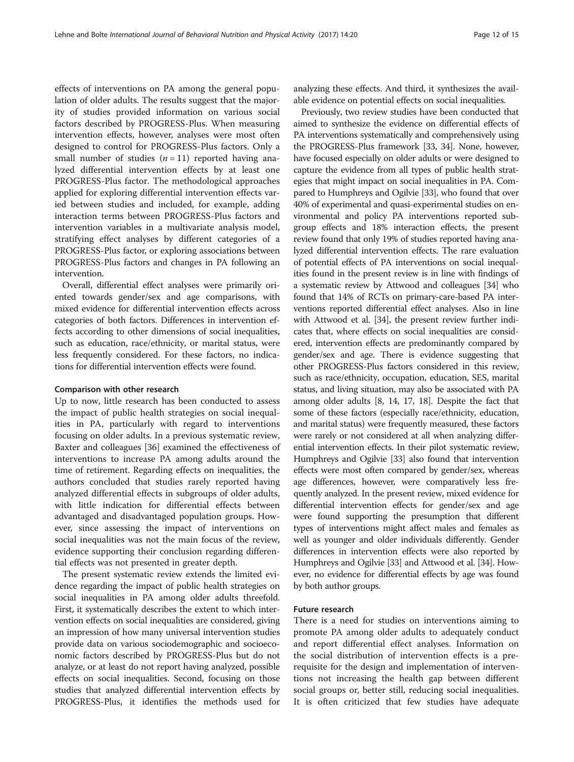effects of interventions on PA among the general population of older adults. The results suggest that the majority of studies provided information on various social factors described by PROGRESS-Plus. When measuring intervention effects, however, analyses were most often designed to control for PROGRESS-Plus factors. Only a small number of studies ($n = 11$) reported having analyzed differential intervention effects by at least one PROGRESS-Plus factor. The methodological approaches applied for exploring differential intervention effects varied between studies and included, for example, adding interaction terms between PROGRESS-Plus factors and intervention variables in a multivariate analysis model, stratifying effect analyses by different categories of a PROGRESS-Plus factor, or exploring associations between PROGRESS-Plus factors and changes in PA following an intervention.

Overall, differential effect analyses were primarily oriented towards gender/sex and age comparisons, with mixed evidence for differential intervention effects across categories of both factors. Differences in intervention effects according to other dimensions of social inequalities, such as education, race/ethnicity, or marital status, were less frequently considered. For these factors, no indications for differential intervention effects were found.

### Comparison with other research

Up to now, little research has been conducted to assess the impact of public health strategies on social inequalities in PA, particularly with regard to interventions focusing on older adults. In a previous systematic review, Baxter and colleagues [36] examined the effectiveness of interventions to increase PA among adults around the time of retirement. Regarding effects on inequalities, the authors concluded that studies rarely reported having analyzed differential effects in subgroups of older adults, with little indication for differential effects between advantaged and disadvantaged population groups. However, since assessing the impact of interventions on social inequalities was not the main focus of the review, evidence supporting their conclusion regarding differential effects was not presented in greater depth.

The present systematic review extends the limited evidence regarding the impact of public health strategies on social inequalities in PA among older adults threefold. First, it systematically describes the extent to which intervention effects on social inequalities are considered, giving an impression of how many universal intervention studies provide data on various sociodemographic and socioeconomic factors described by PROGRESS-Plus but do not analyze, or at least do not report having analyzed, possible effects on social inequalities. Second, focusing on those studies that analyzed differential intervention effects by PROGRESS-Plus, it identifies the methods used for analyzing these effects. And third, it synthesizes the available evidence on potential effects on social inequalities.

Previously, two review studies have been conducted that aimed to synthesize the evidence on differential effects of PA interventions systematically and comprehensively using the PROGRESS-Plus framework [33, 34]. None, however, have focused especially on older adults or were designed to capture the evidence from all types of public health strategies that might impact on social inequalities in PA. Compared to Humphreys and Ogilvie [33], who found that over 40% of experimental and quasi-experimental studies on environmental and policy PA interventions reported subgroup effects and 18% interaction effects, the present review found that only 19% of studies reported having analyzed differential intervention effects. The rare evaluation of potential effects of PA interventions on social inequalities found in the present review is in line with findings of a systematic review by Attwood and colleagues [34] who found that 14% of RCTs on primary-care-based PA interventions reported differential effect analyses. Also in line with Attwood et al. [34], the present review further indicates that, where effects on social inequalities are considered, intervention effects are predominantly compared by gender/sex and age. There is evidence suggesting that other PROGRESS-Plus factors considered in this review, such as race/ethnicity, occupation, education, SES, marital status, and living situation, may also be associated with PA among older adults [8, 14, 17, 18]. Despite the fact that some of these factors (especially race/ethnicity, education, and marital status) were frequently measured, these factors were rarely or not considered at all when analyzing differential intervention effects. In their pilot systematic review, Humphreys and Ogilvie [33] also found that intervention effects were most often compared by gender/sex, whereas age differences, however, were comparatively less frequently analyzed. In the present review, mixed evidence for differential intervention effects for gender/sex and age were found supporting the presumption that different types of interventions might affect males and females as well as younger and older individuals differently. Gender differences in intervention effects were also reported by Humphreys and Ogilvie [33] and Attwood et al. [34]. However, no evidence for differential effects by age was found by both author groups.

### Future research

There is a need for studies on interventions aiming to promote PA among older adults to adequately conduct and report differential effect analyses. Information on the social distribution of intervention effects is a prerequisite for the design and implementation of interventions not increasing the health gap between different social groups or, better still, reducing social inequalities. It is often criticized that few studies have adequate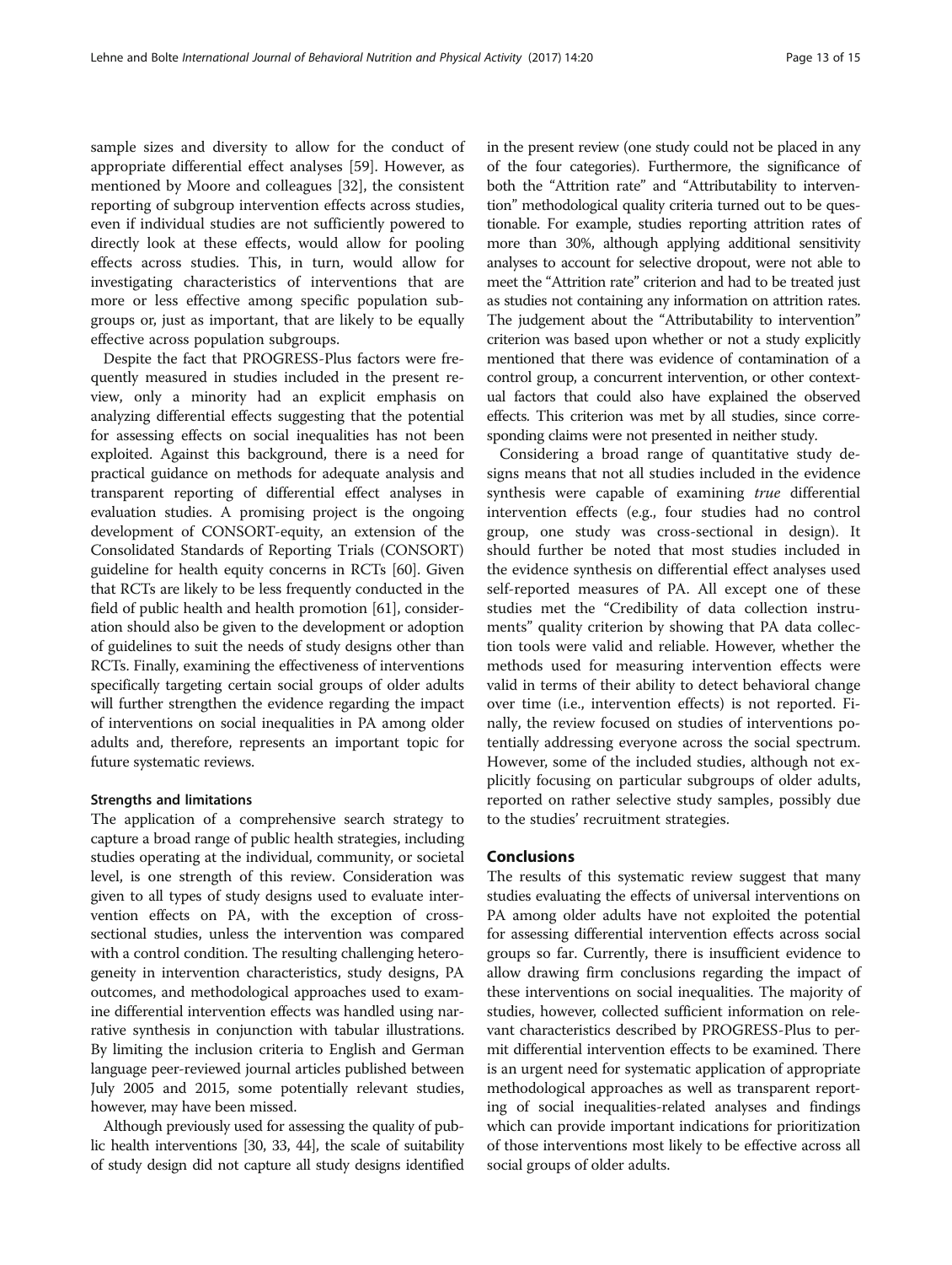sample sizes and diversity to allow for the conduct of appropriate differential effect analyses [59]. However, as mentioned by Moore and colleagues [32], the consistent reporting of subgroup intervention effects across studies, even if individual studies are not sufficiently powered to directly look at these effects, would allow for pooling effects across studies. This, in turn, would allow for investigating characteristics of interventions that are more or less effective among specific population subgroups or, just as important, that are likely to be equally effective across population subgroups.

Despite the fact that PROGRESS-Plus factors were frequently measured in studies included in the present review, only a minority had an explicit emphasis on analyzing differential effects suggesting that the potential for assessing effects on social inequalities has not been exploited. Against this background, there is a need for practical guidance on methods for adequate analysis and transparent reporting of differential effect analyses in evaluation studies. A promising project is the ongoing development of CONSORT-equity, an extension of the Consolidated Standards of Reporting Trials (CONSORT) guideline for health equity concerns in RCTs [60]. Given that RCTs are likely to be less frequently conducted in the field of public health and health promotion [61], consideration should also be given to the development or adoption of guidelines to suit the needs of study designs other than RCTs. Finally, examining the effectiveness of interventions specifically targeting certain social groups of older adults will further strengthen the evidence regarding the impact of interventions on social inequalities in PA among older adults and, therefore, represents an important topic for future systematic reviews.

### Strengths and limitations

The application of a comprehensive search strategy to capture a broad range of public health strategies, including studies operating at the individual, community, or societal level, is one strength of this review. Consideration was given to all types of study designs used to evaluate intervention effects on PA, with the exception of cross-sectional studies, unless the intervention was compared with a control condition. The resulting challenging heterogeneity in intervention characteristics, study designs, PA outcomes, and methodological approaches used to examine differential intervention effects was handled using narrative synthesis in conjunction with tabular illustrations. By limiting the inclusion criteria to English and German language peer-reviewed journal articles published between July 2005 and 2015, some potentially relevant studies, however, may have been missed.

Although previously used for assessing the quality of public health interventions [30, 33, 44], the scale of suitability of study design did not capture all study designs identified in the present review (one study could not be placed in any of the four categories). Furthermore, the significance of both the "Attrition rate" and "Attributability to intervention" methodological quality criteria turned out to be questionable. For example, studies reporting attrition rates of more than 30%, although applying additional sensitivity analyses to account for selective dropout, were not able to meet the "Attrition rate" criterion and had to be treated just as studies not containing any information on attrition rates. The judgement about the "Attributability to intervention" criterion was based upon whether or not a study explicitly mentioned that there was evidence of contamination of a control group, a concurrent intervention, or other contextual factors that could also have explained the observed effects. This criterion was met by all studies, since corresponding claims were not presented in neither study.

Considering a broad range of quantitative study designs means that not all studies included in the evidence synthesis were capable of examining *true* differential intervention effects (e.g., four studies had no control group, one study was cross-sectional in design). It should further be noted that most studies included in the evidence synthesis on differential effect analyses used self-reported measures of PA. All except one of these studies met the "Credibility of data collection instruments" quality criterion by showing that PA data collection tools were valid and reliable. However, whether the methods used for measuring intervention effects were valid in terms of their ability to detect behavioral change over time (i.e., intervention effects) is not reported. Finally, the review focused on studies of interventions potentially addressing everyone across the social spectrum. However, some of the included studies, although not explicitly focusing on particular subgroups of older adults, reported on rather selective study samples, possibly due to the studies' recruitment strategies.

## Conclusions

The results of this systematic review suggest that many studies evaluating the effects of universal interventions on PA among older adults have not exploited the potential for assessing differential intervention effects across social groups so far. Currently, there is insufficient evidence to allow drawing firm conclusions regarding the impact of these interventions on social inequalities. The majority of studies, however, collected sufficient information on relevant characteristics described by PROGRESS-Plus to permit differential intervention effects to be examined. There is an urgent need for systematic application of appropriate methodological approaches as well as transparent reporting of social inequalities-related analyses and findings which can provide important indications for prioritization of those interventions most likely to be effective across all social groups of older adults.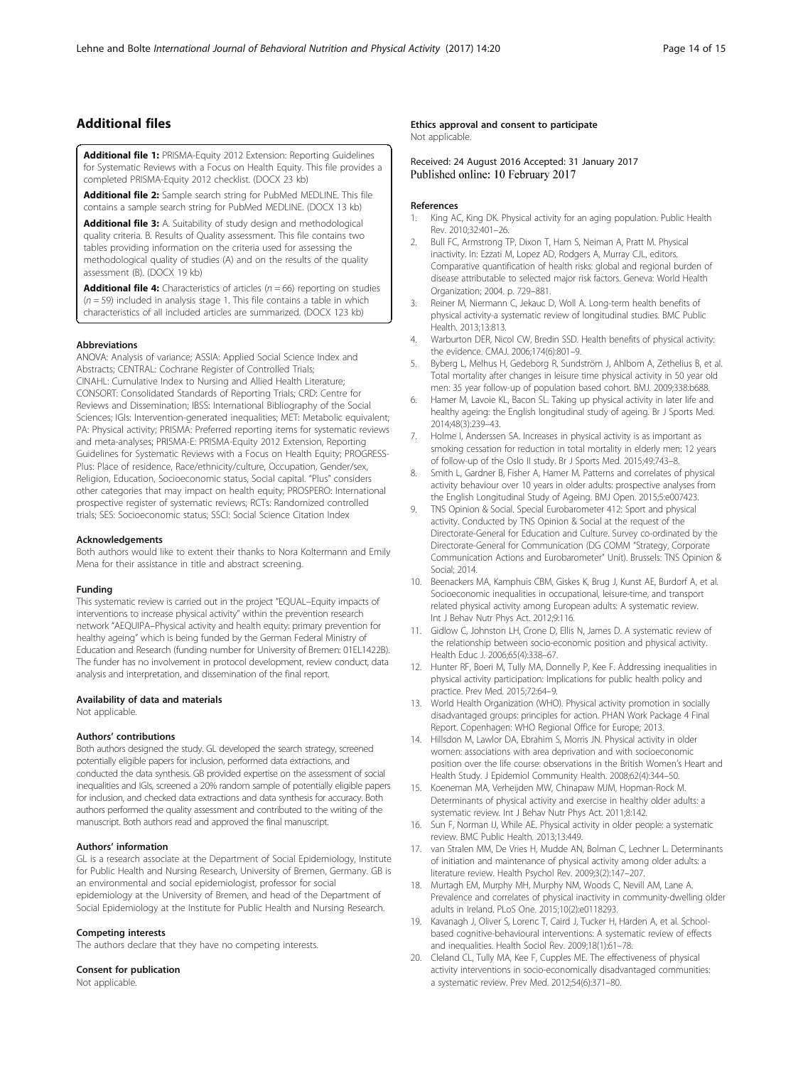## Additional files

**Additional file 1:** PRISMA-Equity 2012 Extension: Reporting Guidelines for Systematic Reviews with a Focus on Health Equity. This file provides a completed PRISMA-Equity 2012 checklist. (DOCX 23 kb)

**Additional file 2:** Sample search string for PubMed MEDLINE. This file contains a sample search string for PubMed MEDLINE. (DOCX 13 kb)

**Additional file 3:** A. Suitability of study design and methodological quality criteria. B. Results of Quality assessment. This file contains two tables providing information on the criteria used for assessing the methodological quality of studies (A) and on the results of the quality assessment (B). (DOCX 19 kb)

**Additional file 4:** Characteristics of articles ($n = 66$) reporting on studies ($n = 59$) included in analysis stage 1. This file contains a table in which characteristics of all included articles are summarized. (DOCX 123 kb)

#### Abbreviations

ANOVA: Analysis of variance; ASSIA: Applied Social Science Index and Abstracts; CENTRAL: Cochrane Register of Controlled Trials; CINAHL: Cumulative Index to Nursing and Allied Health Literature; CONSORT: Consolidated Standards of Reporting Trials; CRD: Centre for Reviews and Dissemination; IBSS: International Bibliography of the Social Sciences; IGIs: Intervention-generated inequalities; MET: Metabolic equivalent; PA: Physical activity; PRISMA: Preferred reporting items for systematic reviews and meta-analyses; PRISMA-E: PRISMA-Equity 2012 Extension, Reporting Guidelines for Systematic Reviews with a Focus on Health Equity; PROGRESS-Plus: Place of residence, Race/ethnicity/culture, Occupation, Gender/sex, Religion, Education, Socioeconomic status, Social capital. "Plus" considers other categories that may impact on health equity; PROSPERO: International prospective register of systematic reviews; RCTs: Randomized controlled trials; SES: Socioeconomic status; SSCI: Social Science Citation Index

#### Acknowledgements

Both authors would like to extent their thanks to Nora Koltermann and Emily Mena for their assistance in title and abstract screening.

#### Funding

This systematic review is carried out in the project "EQUAL–Equity impacts of interventions to increase physical activity" within the prevention research network "AEQUIPA–Physical activity and health equity: primary prevention for healthy ageing" which is being funded by the German Federal Ministry of Education and Research (funding number for University of Bremen: 01EL1422B). The funder has no involvement in protocol development, review conduct, data analysis and interpretation, and dissemination of the final report.

#### Availability of data and materials

Not applicable.

#### Authors' contributions

Both authors designed the study. GL developed the search strategy, screened potentially eligible papers for inclusion, performed data extractions, and conducted the data synthesis. GB provided expertise on the assessment of social inequalities and IGIs, screened a 20% random sample of potentially eligible papers for inclusion, and checked data extractions and data synthesis for accuracy. Both authors performed the quality assessment and contributed to the writing of the manuscript. Both authors read and approved the final manuscript.

#### Authors' information

GL is a research associate at the Department of Social Epidemiology, Institute for Public Health and Nursing Research, University of Bremen, Germany. GB is an environmental and social epidemiologist, professor for social epidemiology at the University of Bremen, and head of the Department of Social Epidemiology at the Institute for Public Health and Nursing Research.

#### Competing interests

The authors declare that they have no competing interests.

#### Consent for publication

Not applicable.

#### Ethics approval and consent to participate

Not applicable.

Received: 24 August 2016 Accepted: 31 January 2017
Published online: 10 February 2017

#### References

1. King AC, King DK. Physical activity for an aging population. Public Health Rev. 2010;32:401–26.
2. Bull FC, Armstrong TP, Dixon T, Ham S, Neiman A, Pratt M. Physical inactivity. In: Ezzati M, Lopez AD, Rodgers A, Murray CJL, editors. Comparative quantification of health risks: global and regional burden of disease attributable to selected major risk factors. Geneva: World Health Organization; 2004. p. 729–881.
3. Reiner M, Niermann C, Jekauc D, Woll A. Long-term health benefits of physical activity-a systematic review of longitudinal studies. BMC Public Health. 2013;13:813.
4. Warburton DER, Nicol CW, Bredin SSD. Health benefits of physical activity: the evidence. CMAJ. 2006;174(6):801–9.
5. Byberg L, Melhus H, Gedeborg R, Sundström J, Ahlbom A, Zethelius B, et al. Total mortality after changes in leisure time physical activity in 50 year old men: 35 year follow-up of population based cohort. BMJ. 2009;338:b688.
6. Hamer M, Lavoie KL, Bacon SL. Taking up physical activity in later life and healthy ageing: the English longitudinal study of ageing. Br J Sports Med. 2014;48(3):239–43.
7. Holme I, Anderssen SA. Increases in physical activity is as important as smoking cessation for reduction in total mortality in elderly men: 12 years of follow-up of the Oslo II study. Br J Sports Med. 2015;49:743–8.
8. Smith L, Gardner B, Fisher A, Hamer M. Patterns and correlates of physical activity behaviour over 10 years in older adults: prospective analyses from the English Longitudinal Study of Ageing. BMJ Open. 2015;5:e007423.
9. TNS Opinion & Social. Special Eurobarometer 412: Sport and physical activity. Conducted by TNS Opinion & Social at the request of the Directorate-General for Education and Culture. Survey co-ordinated by the Directorate-General for Communication (DG COMM "Strategy, Corporate Communication Actions and Eurobarometer" Unit). Brussels: TNS Opinion & Social; 2014.
10. Beenackers MA, Kamphuis CBM, Giskes K, Brug J, Kunst AE, Burdorf A, et al. Socioeconomic inequalities in occupational, leisure-time, and transport related physical activity among European adults: A systematic review. Int J Behav Nutr Phys Act. 2012;9:116.
11. Gidlow C, Johnston LH, Crone D, Ellis N, James D. A systematic review of the relationship between socio-economic position and physical activity. Health Educ J. 2006;65(4):338–67.
12. Hunter RF, Boeri M, Tully MA, Donnelly P, Kee F. Addressing inequalities in physical activity participation: Implications for public health policy and practice. Prev Med. 2015;72:64–9.
13. World Health Organization (WHO). Physical activity promotion in socially disadvantaged groups: principles for action. PHAN Work Package 4 Final Report. Copenhagen: WHO Regional Office for Europe; 2013.
14. Hillsdon M, Lawlor DA, Ebrahim S, Morris JN. Physical activity in older women: associations with area deprivation and with socioeconomic position over the life course: observations in the British Women's Heart and Health Study. J Epidemiol Community Health. 2008;62(4):344–50.
15. Koeneman MA, Verheijden MW, Chinapaw MJM, Hopman-Rock M. Determinants of physical activity and exercise in healthy older adults: a systematic review. Int J Behav Nutr Phys Act. 2011;8:142.
16. Sun F, Norman IJ, While AE. Physical activity in older people: a systematic review. BMC Public Health. 2013;13:449.
17. van Stralen MM, De Vries H, Mudde AN, Bolman C, Lechner L. Determinants of initiation and maintenance of physical activity among older adults: a literature review. Health Psychol Rev. 2009;3(2):147–207.
18. Murtagh EM, Murphy MH, Murphy NM, Woods C, Nevill AM, Lane A. Prevalence and correlates of physical inactivity in community-dwelling older adults in Ireland. PLoS One. 2015;10(2):e0118293.
19. Kavanagh J, Oliver S, Lorenc T, Caird J, Tucker H, Harden A, et al. School-based cognitive-behavioural interventions: A systematic review of effects and inequalities. Health Sociol Rev. 2009;18(1):61–78.
20. Cleland CL, Tully MA, Kee F, Cupples ME. The effectiveness of physical activity interventions in socio-economically disadvantaged communities: a systematic review. Prev Med. 2012;54(6):371–80.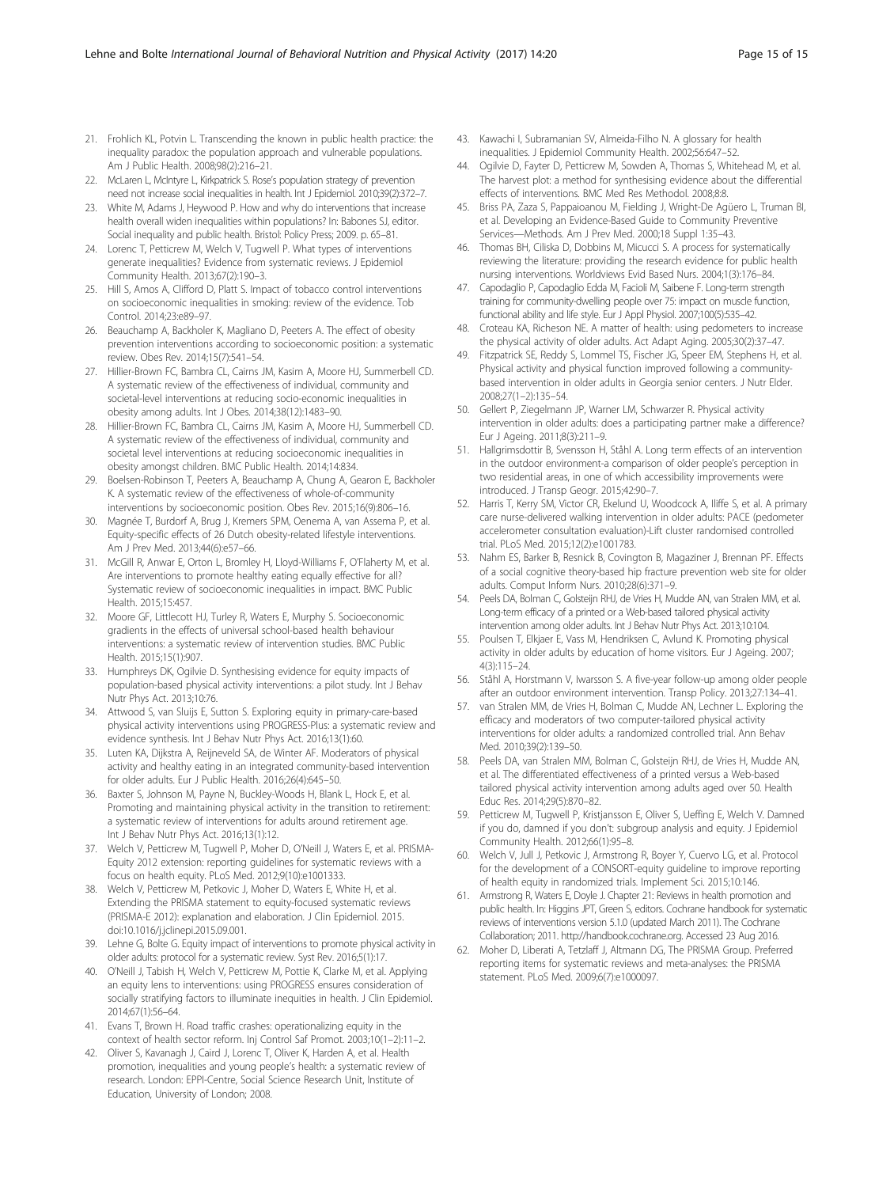21. Frohlich KL, Potvin L. Transcending the known in public health practice: the inequality paradox: the population approach and vulnerable populations. Am J Public Health. 2008;98(2):216–21.
22. McLaren L, McIntyre L, Kirkpatrick S. Rose's population strategy of prevention need not increase social inequalities in health. Int J Epidemiol. 2010;39(2):372–7.
23. White M, Adams J, Heywood P. How and why do interventions that increase health overall widen inequalities within populations? In: Babones SJ, editor. Social inequality and public health. Bristol: Policy Press; 2009. p. 65–81.
24. Lorenc T, Petticrew M, Welch V, Tugwell P. What types of interventions generate inequalities? Evidence from systematic reviews. J Epidemiol Community Health. 2013;67(2):190–3.
25. Hill S, Amos A, Clifford D, Platt S. Impact of tobacco control interventions on socioeconomic inequalities in smoking: review of the evidence. Tob Control. 2014;23:e89–97.
26. Beauchamp A, Backholer K, Magliano D, Peeters A. The effect of obesity prevention interventions according to socioeconomic position: a systematic review. Obes Rev. 2014;15(7):541–54.
27. Hillier-Brown FC, Bambra CL, Cairns JM, Kasim A, Moore HJ, Summerbell CD. A systematic review of the effectiveness of individual, community and societal-level interventions at reducing socio-economic inequalities in obesity among adults. Int J Obes. 2014;38(12):1483–90.
28. Hillier-Brown FC, Bambra CL, Cairns JM, Kasim A, Moore HJ, Summerbell CD. A systematic review of the effectiveness of individual, community and societal level interventions at reducing socioeconomic inequalities in obesity amongst children. BMC Public Health. 2014;14:834.
29. Boelsen-Robinson T, Peeters A, Beauchamp A, Chung A, Gearon E, Backholer K. A systematic review of the effectiveness of whole-of-community interventions by socioeconomic position. Obes Rev. 2015;16(9):806–16.
30. Magnée T, Burdorf A, Brug J, Kremers SPM, Oenema A, van Assema P, et al. Equity-specific effects of 26 Dutch obesity-related lifestyle interventions. Am J Prev Med. 2013;44(6):e57–66.
31. McGill R, Anwar E, Orton L, Bromley H, Lloyd-Williams F, O'Flaherty M, et al. Are interventions to promote healthy eating equally effective for all? Systematic review of socioeconomic inequalities in impact. BMC Public Health. 2015;15:457.
32. Moore GF, Littlecott HJ, Turley R, Waters E, Murphy S. Socioeconomic gradients in the effects of universal school-based health behaviour interventions: a systematic review of intervention studies. BMC Public Health. 2015;15(1):907.
33. Humphreys DK, Ogilvie D. Synthesising evidence for equity impacts of population-based physical activity interventions: a pilot study. Int J Behav Nutr Phys Act. 2013;10:76.
34. Attwood S, van Sluijs E, Sutton S. Exploring equity in primary-care-based physical activity interventions using PROGRESS-Plus: a systematic review and evidence synthesis. Int J Behav Nutr Phys Act. 2016;13(1):60.
35. Luten KA, Dijkstra A, Reijneveld SA, de Winter AF. Moderators of physical activity and healthy eating in an integrated community-based intervention for older adults. Eur J Public Health. 2016;26(4):645–50.
36. Baxter S, Johnson M, Payne N, Buckley-Woods H, Blank L, Hock E, et al. Promoting and maintaining physical activity in the transition to retirement: a systematic review of interventions for adults around retirement age. Int J Behav Nutr Phys Act. 2016;13(1):12.
37. Welch V, Petticrew M, Tugwell P, Moher D, O'Neill J, Waters E, et al. PRISMA-Equity 2012 extension: reporting guidelines for systematic reviews with a focus on health equity. PLoS Med. 2012;9(10):e1001333.
38. Welch V, Petticrew M, Petkovic J, Moher D, Waters E, White H, et al. Extending the PRISMA statement to equity-focused systematic reviews (PRISMA-E 2012): explanation and elaboration. J Clin Epidemiol. 2015. doi:10.1016/j.jclinepi.2015.09.001.
39. Lehne G, Bolte G. Equity impact of interventions to promote physical activity in older adults: protocol for a systematic review. Syst Rev. 2016;5(1):17.
40. O'Neill J, Tabish H, Welch V, Petticrew M, Pottie K, Clarke M, et al. Applying an equity lens to interventions: using PROGRESS ensures consideration of socially stratifying factors to illuminate inequities in health. J Clin Epidemiol. 2014;67(1):56–64.
41. Evans T, Brown H. Road traffic crashes: operationalizing equity in the context of health sector reform. Inj Control Saf Promot. 2003;10(1–2):11–2.
42. Oliver S, Kavanagh J, Caird J, Lorenc T, Oliver K, Harden A, et al. Health promotion, inequalities and young people's health: a systematic review of research. London: EPPI-Centre, Social Science Research Unit, Institute of Education, University of London; 2008.
43. Kawachi I, Subramanian SV, Almeida-Filho N. A glossary for health inequalities. J Epidemiol Community Health. 2002;56:647–52.
44. Ogilvie D, Fayter D, Petticrew M, Sowden A, Thomas S, Whitehead M, et al. The harvest plot: a method for synthesising evidence about the differential effects of interventions. BMC Med Res Methodol. 2008;8:8.
45. Briss PA, Zaza S, Pappaioanou M, Fielding J, Wright-De Agüero L, Truman BI, et al. Developing an Evidence-Based Guide to Community Preventive Services—Methods. Am J Prev Med. 2000;18 Suppl 1:35–43.
46. Thomas BH, Ciliska D, Dobbins M, Micucci S. A process for systematically reviewing the literature: providing the research evidence for public health nursing interventions. Worldviews Evid Based Nurs. 2004;1(3):176–84.
47. Capodaglio P, Capodaglio Edda M, Facioli M, Saibene F. Long-term strength training for community-dwelling people over 75: impact on muscle function, functional ability and life style. Eur J Appl Physiol. 2007;100(5):535–42.
48. Croteau KA, Richeson NE. A matter of health: using pedometers to increase the physical activity of older adults. Act Adapt Aging. 2005;30(2):37–47.
49. Fitzpatrick SE, Reddy S, Lommel TS, Fischer JG, Speer EM, Stephens H, et al. Physical activity and physical function improved following a community-based intervention in older adults in Georgia senior centers. J Nutr Elder. 2008;27(1–2):135–54.
50. Gellert P, Ziegelmann JP, Warner LM, Schwarzer R. Physical activity intervention in older adults: does a participating partner make a difference? Eur J Ageing. 2011;8(3):211–9.
51. Hallgrimsdottir B, Svensson H, Ståhl A. Long term effects of an intervention in the outdoor environment-a comparison of older people's perception in two residential areas, in one of which accessibility improvements were introduced. J Transp Geogr. 2015;42:90–7.
52. Harris T, Kerry SM, Victor CR, Ekelund U, Woodcock A, Iliffe S, et al. A primary care nurse-delivered walking intervention in older adults: PACE (pedometer accelerometer consultation evaluation)-Lift cluster randomised controlled trial. PLoS Med. 2015;12(2):e1001783.
53. Nahm ES, Barker B, Resnick B, Covington B, Magaziner J, Brennan PF. Effects of a social cognitive theory-based hip fracture prevention web site for older adults. Comput Inform Nurs. 2010;28(6):371–9.
54. Peels DA, Bolman C, Golsteijn RHJ, de Vries H, Mudde AN, van Stralen MM, et al. Long-term efficacy of a printed or a Web-based tailored physical activity intervention among older adults. Int J Behav Nutr Phys Act. 2013;10:104.
55. Poulsen T, Elkjaer E, Vass M, Hendriksen C, Avlund K. Promoting physical activity in older adults by education of home visitors. Eur J Ageing. 2007; 4(3):115–24.
56. Ståhl A, Horstmann V, Iwarsson S. A five-year follow-up among older people after an outdoor environment intervention. Transp Policy. 2013;27:134–41.
57. van Stralen MM, de Vries H, Bolman C, Mudde AN, Lechner L. Exploring the efficacy and moderators of two computer-tailored physical activity interventions for older adults: a randomized controlled trial. Ann Behav Med. 2010;39(2):139–50.
58. Peels DA, van Stralen MM, Bolman C, Golsteijn RHJ, de Vries H, Mudde AN, et al. The differentiated effectiveness of a printed versus a Web-based tailored physical activity intervention among adults aged over 50. Health Educ Res. 2014;29(5):870–82.
59. Petticrew M, Tugwell P, Kristjansson E, Oliver S, Ueffing E, Welch V. Damned if you do, damned if you don't: subgroup analysis and equity. J Epidemiol Community Health. 2012;66(1):95–8.
60. Welch V, Jull J, Petkovic J, Armstrong R, Boyer Y, Cuervo LG, et al. Protocol for the development of a CONSORT-equity guideline to improve reporting of health equity in randomized trials. Implement Sci. 2015;10:146.
61. Armstrong R, Waters E, Doyle J. Chapter 21: Reviews in health promotion and public health. In: Higgins JPT, Green S, editors. Cochrane handbook for systematic reviews of interventions version 5.1.0 (updated March 2011). The Cochrane Collaboration; 2011. http://handbook.cochrane.org. Accessed 23 Aug 2016.
62. Moher D, Liberati A, Tetzlaff J, Altmann DG, The PRISMA Group. Preferred reporting items for systematic reviews and meta-analyses: the PRISMA statement. PLoS Med. 2009;6(7):e1000097.